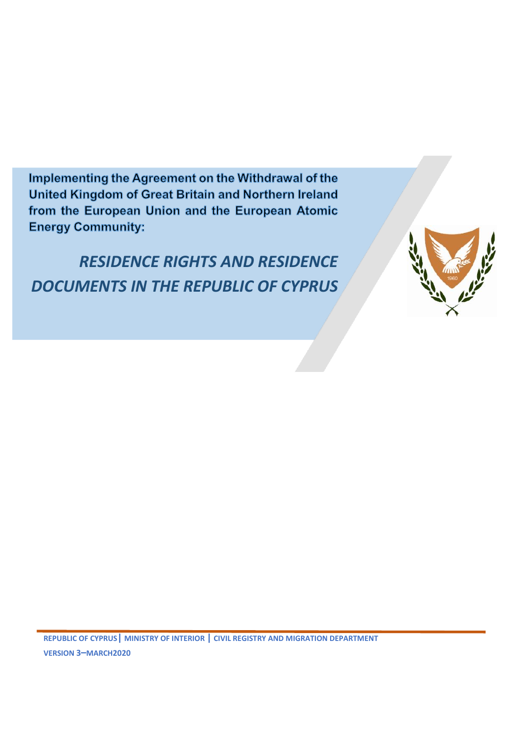**Implementing the Agreement on the Withdrawal of the United Kingdom of Great Britain and Northern Ireland from the European Union and the European Atomic Energy Community:**

# *RESIDENCE RIGHTS AND RESIDENCE DOCUMENTS IN THE REPUBLIC OF CYPRUS*

**REPUBLIC OF CYPRUS | MINISTRY OF INTERIOR | CIVIL REGISTRY AND MIGRATION DEPARTMENT**

**VERSION 3–MARCH2020**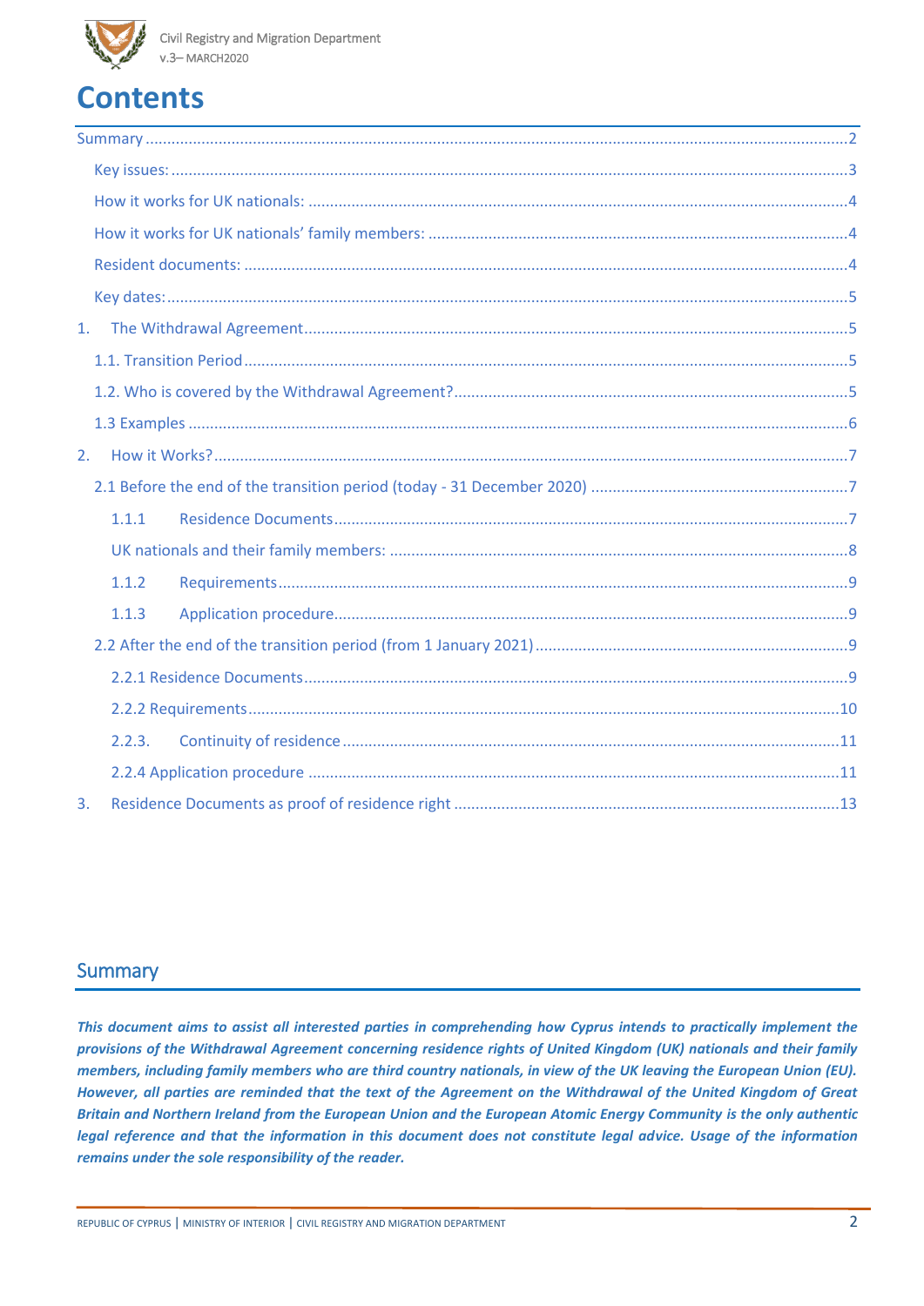# Contents

Summary ..... 2

- Key issues: ..... 3
- How it works for UK nationals: ..... 4
- How it works for UK nationals' family members: ..... 4
- Resident documents: ..... 4
- Key dates: ..... 5

1. The Withdrawal Agreement ..... 5
   - 1.1. Transition Period ..... 5
   - 1.2. Who is covered by the Withdrawal Agreement? ..... 5
   - 1.3 Examples ..... 6
2. How it Works? ..... 7
   - 2.1 Before the end of the transition period (today - 31 December 2020) ..... 7
     - 1.1.1 Residence Documents ..... 7
     - UK nationals and their family members: ..... 8
     - 1.1.2 Requirements ..... 9
     - 1.1.3 Application procedure ..... 9
   - 2.2 After the end of the transition period (from 1 January 2021) ..... 9
     - 2.2.1 Residence Documents ..... 9
     - 2.2.2 Requirements ..... 10
     - 2.2.3. Continuity of residence ..... 11
     - 2.2.4 Application procedure ..... 11
3. Residence Documents as proof of residence right ..... 13

## Summary

***This document aims to assist all interested parties in comprehending how Cyprus intends to practically implement the provisions of the Withdrawal Agreement concerning residence rights of United Kingdom (UK) nationals and their family members, including family members who are third country nationals, in view of the UK leaving the European Union (EU). However, all parties are reminded that the text of the Agreement on the Withdrawal of the United Kingdom of Great Britain and Northern Ireland from the European Union and the European Atomic Energy Community is the only authentic legal reference and that the information in this document does not constitute legal advice. Usage of the information remains under the sole responsibility of the reader.***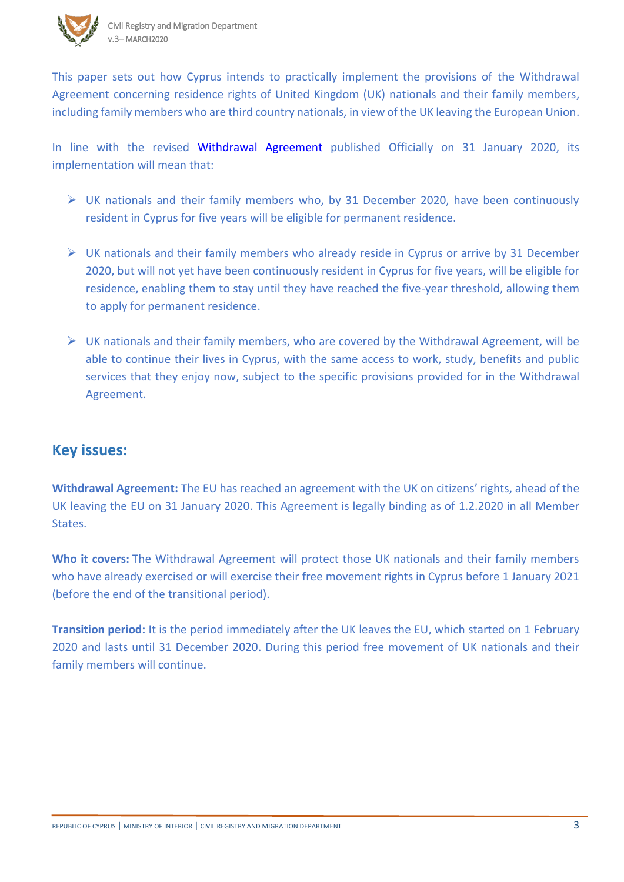This paper sets out how Cyprus intends to practically implement the provisions of the Withdrawal Agreement concerning residence rights of United Kingdom (UK) nationals and their family members, including family members who are third country nationals, in view of the UK leaving the European Union.

In line with the revised [Withdrawal Agreement](#) published Officially on 31 January 2020, its implementation will mean that:

- UK nationals and their family members who, by 31 December 2020, have been continuously resident in Cyprus for five years will be eligible for permanent residence.
- UK nationals and their family members who already reside in Cyprus or arrive by 31 December 2020, but will not yet have been continuously resident in Cyprus for five years, will be eligible for residence, enabling them to stay until they have reached the five-year threshold, allowing them to apply for permanent residence.
- UK nationals and their family members, who are covered by the Withdrawal Agreement, will be able to continue their lives in Cyprus, with the same access to work, study, benefits and public services that they enjoy now, subject to the specific provisions provided for in the Withdrawal Agreement.

## Key issues:

**Withdrawal Agreement:** The EU has reached an agreement with the UK on citizens' rights, ahead of the UK leaving the EU on 31 January 2020. This Agreement is legally binding as of 1.2.2020 in all Member States.

**Who it covers:** The Withdrawal Agreement will protect those UK nationals and their family members who have already exercised or will exercise their free movement rights in Cyprus before 1 January 2021 (before the end of the transitional period).

**Transition period:** It is the period immediately after the UK leaves the EU, which started on 1 February 2020 and lasts until 31 December 2020. During this period free movement of UK nationals and their family members will continue.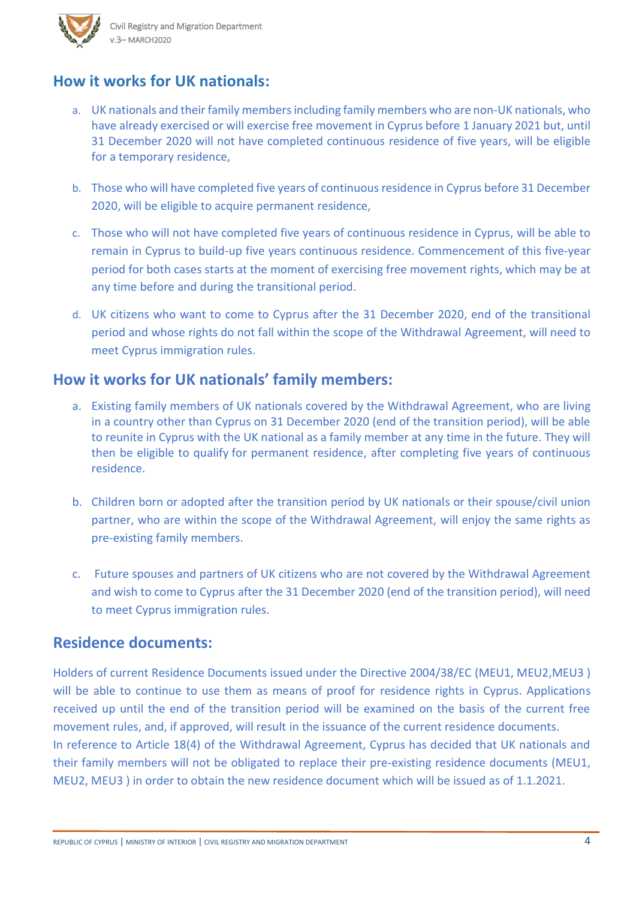## How it works for UK nationals:

a. UK nationals and their family members including family members who are non-UK nationals, who have already exercised or will exercise free movement in Cyprus before 1 January 2021 but, until 31 December 2020 will not have completed continuous residence of five years, will be eligible for a temporary residence,

b. Those who will have completed five years of continuous residence in Cyprus before 31 December 2020, will be eligible to acquire permanent residence,

c. Those who will not have completed five years of continuous residence in Cyprus, will be able to remain in Cyprus to build-up five years continuous residence. Commencement of this five-year period for both cases starts at the moment of exercising free movement rights, which may be at any time before and during the transitional period.

d. UK citizens who want to come to Cyprus after the 31 December 2020, end of the transitional period and whose rights do not fall within the scope of the Withdrawal Agreement, will need to meet Cyprus immigration rules.

## How it works for UK nationals' family members:

a. Existing family members of UK nationals covered by the Withdrawal Agreement, who are living in a country other than Cyprus on 31 December 2020 (end of the transition period), will be able to reunite in Cyprus with the UK national as a family member at any time in the future. They will then be eligible to qualify for permanent residence, after completing five years of continuous residence.

b. Children born or adopted after the transition period by UK nationals or their spouse/civil union partner, who are within the scope of the Withdrawal Agreement, will enjoy the same rights as pre-existing family members.

c. Future spouses and partners of UK citizens who are not covered by the Withdrawal Agreement and wish to come to Cyprus after the 31 December 2020 (end of the transition period), will need to meet Cyprus immigration rules.

## Residence documents:

Holders of current Residence Documents issued under the Directive 2004/38/EC (MEU1, MEU2,MEU3 ) will be able to continue to use them as means of proof for residence rights in Cyprus. Applications received up until the end of the transition period will be examined on the basis of the current free movement rules, and, if approved, will result in the issuance of the current residence documents.

In reference to Article 18(4) of the Withdrawal Agreement, Cyprus has decided that UK nationals and their family members will not be obligated to replace their pre-existing residence documents (MEU1, MEU2, MEU3 ) in order to obtain the new residence document which will be issued as of 1.1.2021.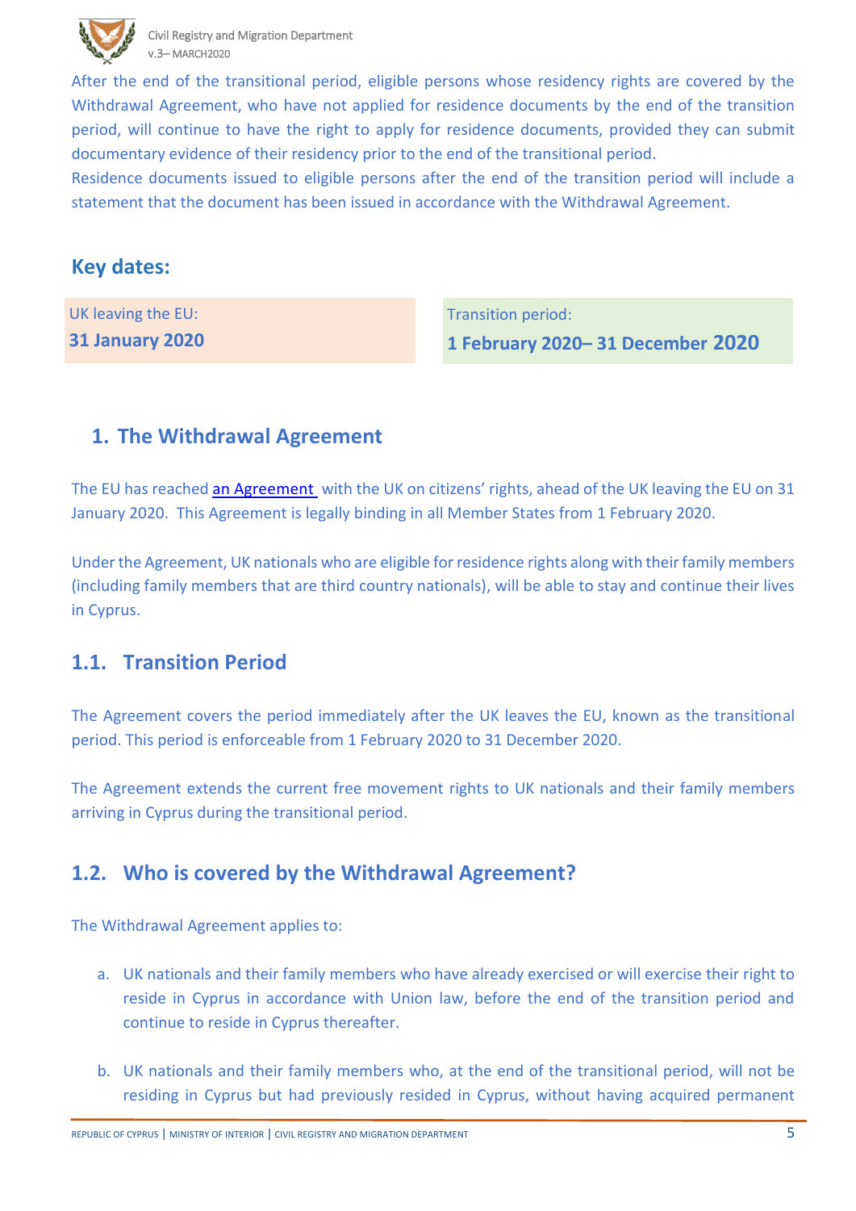After the end of the transitional period, eligible persons whose residency rights are covered by the Withdrawal Agreement, who have not applied for residence documents by the end of the transition period, will continue to have the right to apply for residence documents, provided they can submit documentary evidence of their residency prior to the end of the transitional period.
Residence documents issued to eligible persons after the end of the transition period will include a statement that the document has been issued in accordance with the Withdrawal Agreement.

## Key dates:

| UK leaving the EU: | Transition period: |
| --- | --- |
| **31 January 2020** | **1 February 2020– 31 December 2020** |

## 1. The Withdrawal Agreement

The EU has reached an Agreement with the UK on citizens' rights, ahead of the UK leaving the EU on 31 January 2020. This Agreement is legally binding in all Member States from 1 February 2020.

Under the Agreement, UK nationals who are eligible for residence rights along with their family members (including family members that are third country nationals), will be able to stay and continue their lives in Cyprus.

### 1.1. Transition Period

The Agreement covers the period immediately after the UK leaves the EU, known as the transitional period. This period is enforceable from 1 February 2020 to 31 December 2020.

The Agreement extends the current free movement rights to UK nationals and their family members arriving in Cyprus during the transitional period.

### 1.2. Who is covered by the Withdrawal Agreement?

The Withdrawal Agreement applies to:

a. UK nationals and their family members who have already exercised or will exercise their right to reside in Cyprus in accordance with Union law, before the end of the transition period and continue to reside in Cyprus thereafter.

b. UK nationals and their family members who, at the end of the transitional period, will not be residing in Cyprus but had previously resided in Cyprus, without having acquired permanent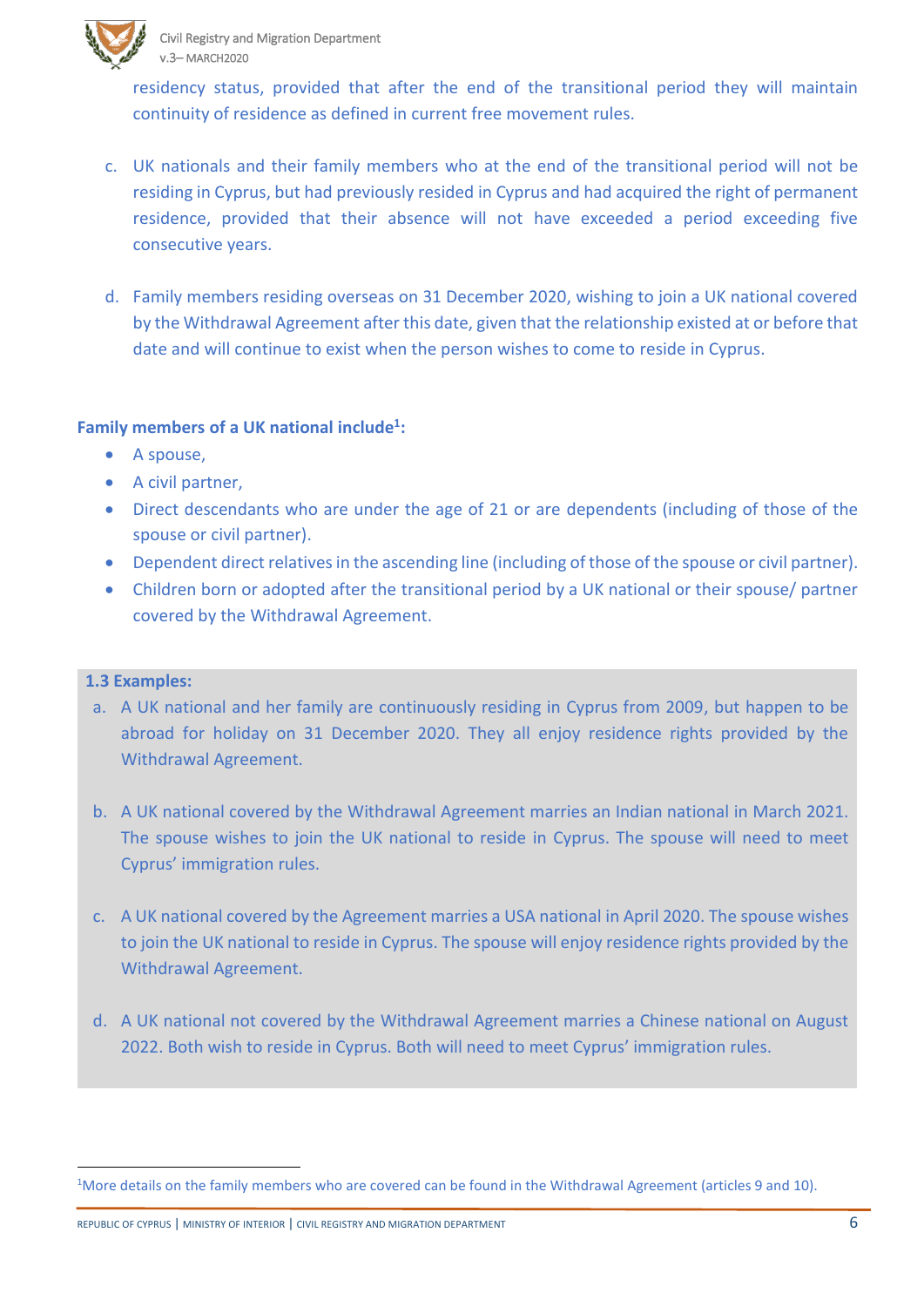residency status, provided that after the end of the transitional period they will maintain continuity of residence as defined in current free movement rules.

c. UK nationals and their family members who at the end of the transitional period will not be residing in Cyprus, but had previously resided in Cyprus and had acquired the right of permanent residence, provided that their absence will not have exceeded a period exceeding five consecutive years.

d. Family members residing overseas on 31 December 2020, wishing to join a UK national covered by the Withdrawal Agreement after this date, given that the relationship existed at or before that date and will continue to exist when the person wishes to come to reside in Cyprus.

**Family members of a UK national include[1]:**

- A spouse,
- A civil partner,
- Direct descendants who are under the age of 21 or are dependents (including of those of the spouse or civil partner).
- Dependent direct relatives in the ascending line (including of those of the spouse or civil partner).
- Children born or adopted after the transitional period by a UK national or their spouse/ partner covered by the Withdrawal Agreement.

**1.3 Examples:**

a. A UK national and her family are continuously residing in Cyprus from 2009, but happen to be abroad for holiday on 31 December 2020. They all enjoy residence rights provided by the Withdrawal Agreement.

b. A UK national covered by the Withdrawal Agreement marries an Indian national in March 2021. The spouse wishes to join the UK national to reside in Cyprus. The spouse will need to meet Cyprus' immigration rules.

c. A UK national covered by the Agreement marries a USA national in April 2020. The spouse wishes to join the UK national to reside in Cyprus. The spouse will enjoy residence rights provided by the Withdrawal Agreement.

d. A UK national not covered by the Withdrawal Agreement marries a Chinese national on August 2022. Both wish to reside in Cyprus. Both will need to meet Cyprus' immigration rules.

[1] More details on the family members who are covered can be found in the Withdrawal Agreement (articles 9 and 10).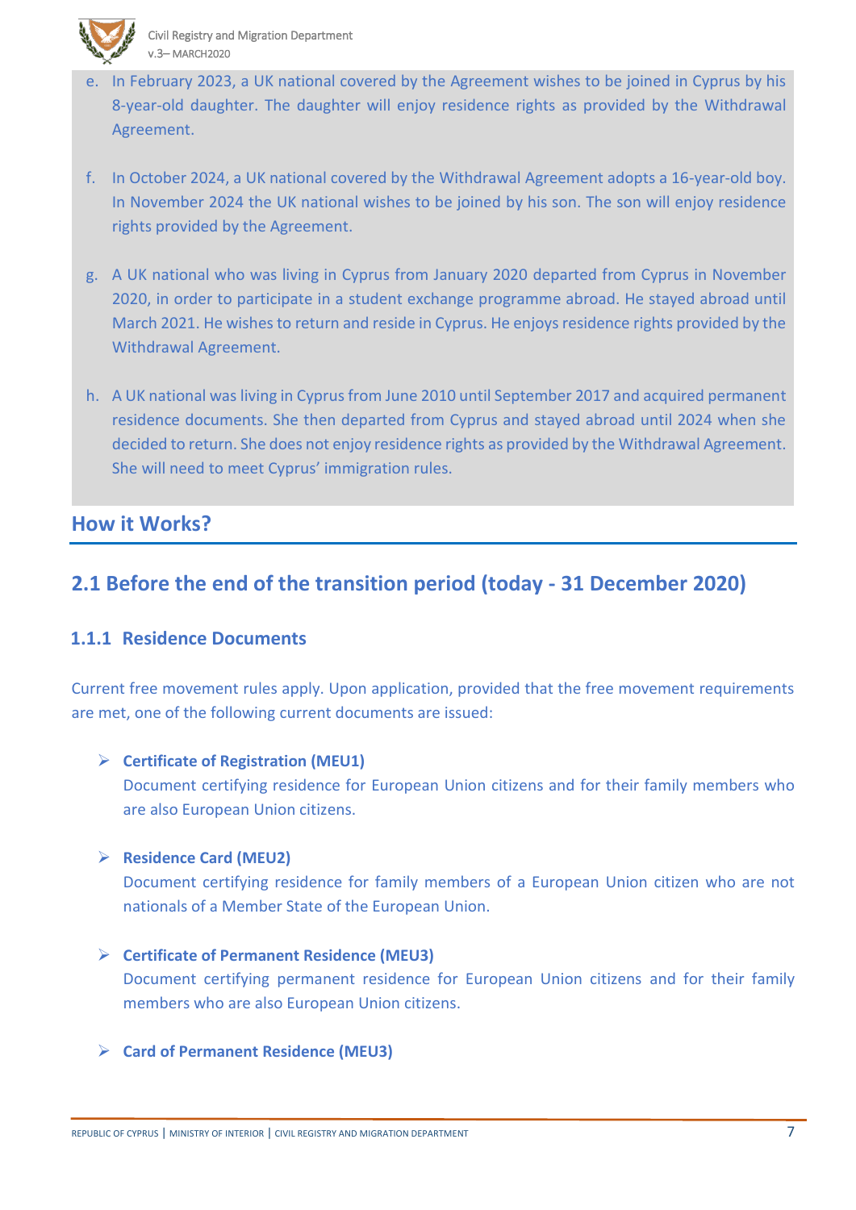e. In February 2023, a UK national covered by the Agreement wishes to be joined in Cyprus by his 8-year-old daughter. The daughter will enjoy residence rights as provided by the Withdrawal Agreement.

f. In October 2024, a UK national covered by the Withdrawal Agreement adopts a 16-year-old boy. In November 2024 the UK national wishes to be joined by his son. The son will enjoy residence rights provided by the Agreement.

g. A UK national who was living in Cyprus from January 2020 departed from Cyprus in November 2020, in order to participate in a student exchange programme abroad. He stayed abroad until March 2021. He wishes to return and reside in Cyprus. He enjoys residence rights provided by the Withdrawal Agreement.

h. A UK national was living in Cyprus from June 2010 until September 2017 and acquired permanent residence documents. She then departed from Cyprus and stayed abroad until 2024 when she decided to return. She does not enjoy residence rights as provided by the Withdrawal Agreement. She will need to meet Cyprus' immigration rules.

# How it Works?

## 2.1 Before the end of the transition period (today - 31 December 2020)

### 1.1.1 Residence Documents

Current free movement rules apply. Upon application, provided that the free movement requirements are met, one of the following current documents are issued:

- **Certificate of Registration (MEU1)**
  Document certifying residence for European Union citizens and for their family members who are also European Union citizens.

- **Residence Card (MEU2)**
  Document certifying residence for family members of a European Union citizen who are not nationals of a Member State of the European Union.

- **Certificate of Permanent Residence (MEU3)**
  Document certifying permanent residence for European Union citizens and for their family members who are also European Union citizens.

- **Card of Permanent Residence (MEU3)**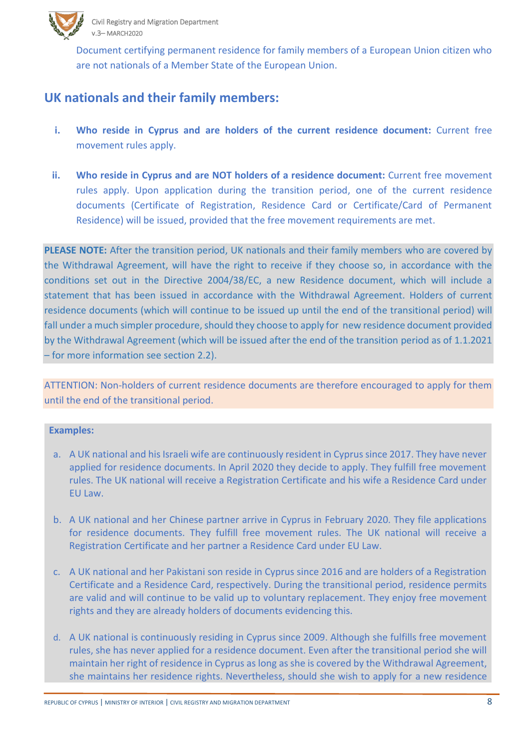Document certifying permanent residence for family members of a European Union citizen who are not nationals of a Member State of the European Union.

## UK nationals and their family members:

i. **Who reside in Cyprus and are holders of the current residence document:** Current free movement rules apply.

ii. **Who reside in Cyprus and are NOT holders of a residence document:** Current free movement rules apply. Upon application during the transition period, one of the current residence documents (Certificate of Registration, Residence Card or Certificate/Card of Permanent Residence) will be issued, provided that the free movement requirements are met.

**PLEASE NOTE:** After the transition period, UK nationals and their family members who are covered by the Withdrawal Agreement, will have the right to receive if they choose so, in accordance with the conditions set out in the Directive 2004/38/EC, a new Residence document, which will include a statement that has been issued in accordance with the Withdrawal Agreement. Holders of current residence documents (which will continue to be issued up until the end of the transitional period) will fall under a much simpler procedure, should they choose to apply for new residence document provided by the Withdrawal Agreement (which will be issued after the end of the transition period as of 1.1.2021 – for more information see section 2.2).

ATTENTION: Non-holders of current residence documents are therefore encouraged to apply for them until the end of the transitional period.

**Examples:**

a. A UK national and his Israeli wife are continuously resident in Cyprus since 2017. They have never applied for residence documents. In April 2020 they decide to apply. They fulfill free movement rules. The UK national will receive a Registration Certificate and his wife a Residence Card under EU Law.

b. A UK national and her Chinese partner arrive in Cyprus in February 2020. They file applications for residence documents. They fulfill free movement rules. The UK national will receive a Registration Certificate and her partner a Residence Card under EU Law.

c. A UK national and her Pakistani son reside in Cyprus since 2016 and are holders of a Registration Certificate and a Residence Card, respectively. During the transitional period, residence permits are valid and will continue to be valid up to voluntary replacement. They enjoy free movement rights and they are already holders of documents evidencing this.

d. A UK national is continuously residing in Cyprus since 2009. Although she fulfills free movement rules, she has never applied for a residence document. Even after the transitional period she will maintain her right of residence in Cyprus as long as she is covered by the Withdrawal Agreement, she maintains her residence rights. Nevertheless, should she wish to apply for a new residence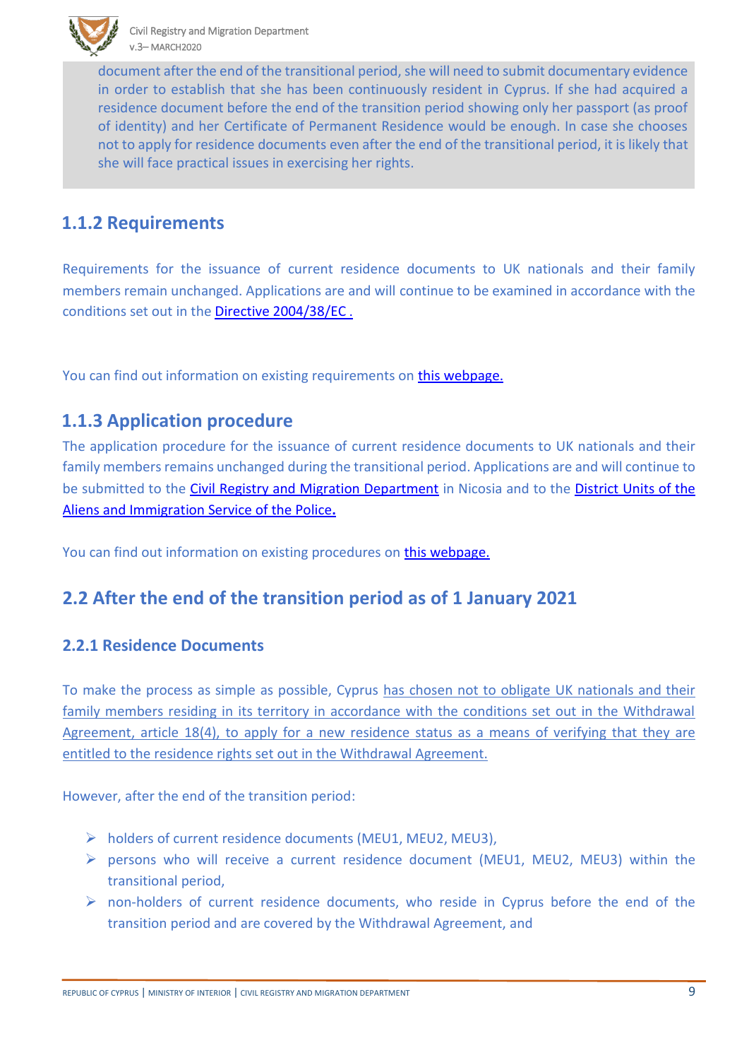document after the end of the transitional period, she will need to submit documentary evidence in order to establish that she has been continuously resident in Cyprus. If she had acquired a residence document before the end of the transition period showing only her passport (as proof of identity) and her Certificate of Permanent Residence would be enough. In case she chooses not to apply for residence documents even after the end of the transitional period, it is likely that she will face practical issues in exercising her rights.

### 1.1.2 Requirements

Requirements for the issuance of current residence documents to UK nationals and their family members remain unchanged. Applications are and will continue to be examined in accordance with the conditions set out in the Directive 2004/38/EC .

You can find out information on existing requirements on this webpage.

### 1.1.3 Application procedure

The application procedure for the issuance of current residence documents to UK nationals and their family members remains unchanged during the transitional period. Applications are and will continue to be submitted to the Civil Registry and Migration Department in Nicosia and to the District Units of the Aliens and Immigration Service of the Police.

You can find out information on existing procedures on this webpage.

## 2.2 After the end of the transition period as of 1 January 2021

### 2.2.1 Residence Documents

To make the process as simple as possible, Cyprus has chosen not to obligate UK nationals and their family members residing in its territory in accordance with the conditions set out in the Withdrawal Agreement, article 18(4), to apply for a new residence status as a means of verifying that they are entitled to the residence rights set out in the Withdrawal Agreement.

However, after the end of the transition period:

- holders of current residence documents (MEU1, MEU2, MEU3),
- persons who will receive a current residence document (MEU1, MEU2, MEU3) within the transitional period,
- non-holders of current residence documents, who reside in Cyprus before the end of the transition period and are covered by the Withdrawal Agreement, and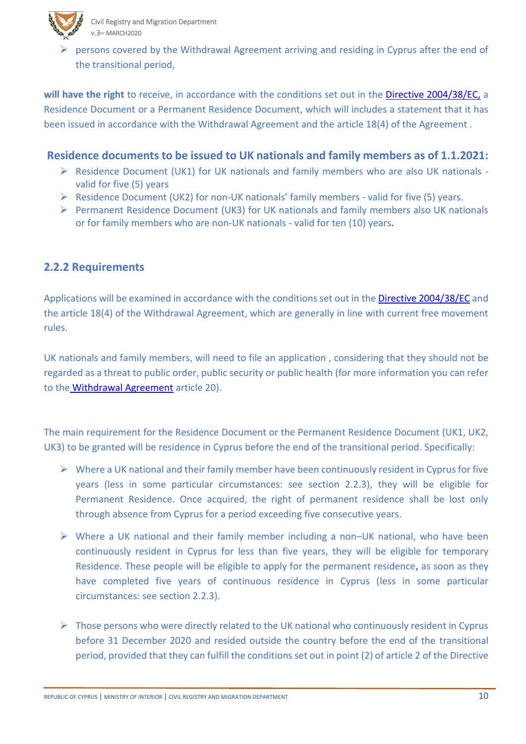- persons covered by the Withdrawal Agreement arriving and residing in Cyprus after the end of the transitional period,

**will have the right** to receive, in accordance with the conditions set out in the Directive 2004/38/EC, a Residence Document or a Permanent Residence Document, which will includes a statement that it has been issued in accordance with the Withdrawal Agreement and the article 18(4) of the Agreement .

### Residence documents to be issued to UK nationals and family members as of 1.1.2021:

- Residence Document (UK1) for UK nationals and family members who are also UK nationals - valid for five (5) years
- Residence Document (UK2) for non-UK nationals' family members - valid for five (5) years.
- Permanent Residence Document (UK3) for UK nationals and family members also UK nationals or for family members who are non-UK nationals - valid for ten (10) years**.**

### 2.2.2 Requirements

Applications will be examined in accordance with the conditions set out in the Directive 2004/38/EC and the article 18(4) of the Withdrawal Agreement, which are generally in line with current free movement rules.

UK nationals and family members, will need to file an application , considering that they should not be regarded as a threat to public order, public security or public health (for more information you can refer to the Withdrawal Agreement article 20).

The main requirement for the Residence Document or the Permanent Residence Document (UK1, UK2, UK3) to be granted will be residence in Cyprus before the end of the transitional period. Specifically:

- Where a UK national and their family member have been continuously resident in Cyprus for five years (less in some particular circumstances: see section 2.2.3), they will be eligible for Permanent Residence. Once acquired, the right of permanent residence shall be lost only through absence from Cyprus for a period exceeding five consecutive years.
- Where a UK national and their family member including a non–UK national, who have been continuously resident in Cyprus for less than five years, they will be eligible for temporary Residence. These people will be eligible to apply for the permanent residence**,** as soon as they have completed five years of continuous residence in Cyprus (less in some particular circumstances: see section 2.2.3).
- Those persons who were directly related to the UK national who continuously resident in Cyprus before 31 December 2020 and resided outside the country before the end of the transitional period, provided that they can fulfill the conditions set out in point (2) of article 2 of the Directive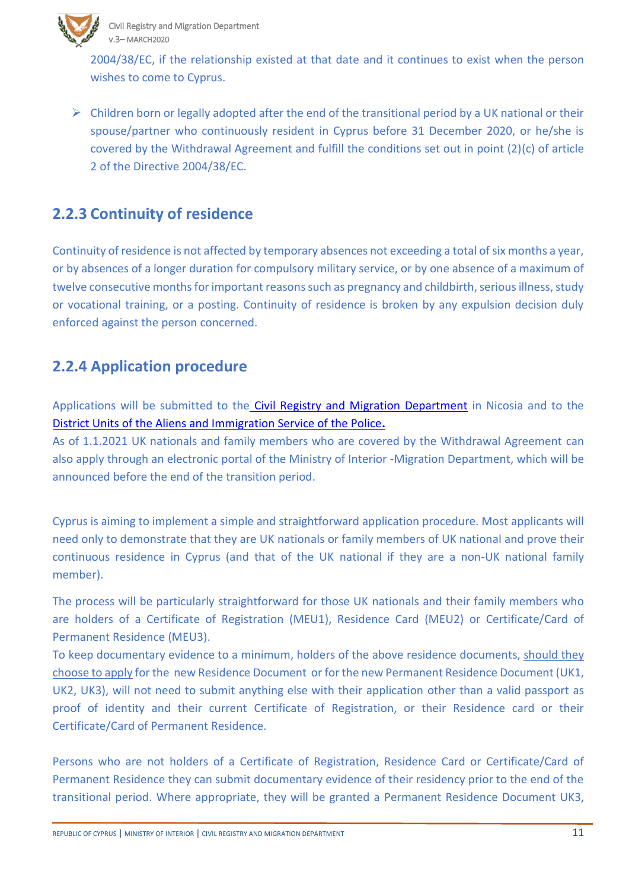2004/38/EC, if the relationship existed at that date and it continues to exist when the person wishes to come to Cyprus.

- Children born or legally adopted after the end of the transitional period by a UK national or their spouse/partner who continuously resident in Cyprus before 31 December 2020, or he/she is covered by the Withdrawal Agreement and fulfill the conditions set out in point (2)(c) of article 2 of the Directive 2004/38/EC.

## 2.2.3 Continuity of residence

Continuity of residence is not affected by temporary absences not exceeding a total of six months a year, or by absences of a longer duration for compulsory military service, or by one absence of a maximum of twelve consecutive months for important reasons such as pregnancy and childbirth, serious illness, study or vocational training, or a posting. Continuity of residence is broken by any expulsion decision duly enforced against the person concerned.

## 2.2.4 Application procedure

Applications will be submitted to the Civil Registry and Migration Department in Nicosia and to the District Units of the Aliens and Immigration Service of the Police.
As of 1.1.2021 UK nationals and family members who are covered by the Withdrawal Agreement can also apply through an electronic portal of the Ministry of Interior -Migration Department, which will be announced before the end of the transition period.

Cyprus is aiming to implement a simple and straightforward application procedure. Most applicants will need only to demonstrate that they are UK nationals or family members of UK national and prove their continuous residence in Cyprus (and that of the UK national if they are a non-UK national family member).

The process will be particularly straightforward for those UK nationals and their family members who are holders of a Certificate of Registration (MEU1), Residence Card (MEU2) or Certificate/Card of Permanent Residence (MEU3).
To keep documentary evidence to a minimum, holders of the above residence documents, should they choose to apply for the new Residence Document or for the new Permanent Residence Document (UK1, UK2, UK3), will not need to submit anything else with their application other than a valid passport as proof of identity and their current Certificate of Registration, or their Residence card or their Certificate/Card of Permanent Residence.

Persons who are not holders of a Certificate of Registration, Residence Card or Certificate/Card of Permanent Residence they can submit documentary evidence of their residency prior to the end of the transitional period. Where appropriate, they will be granted a Permanent Residence Document UK3,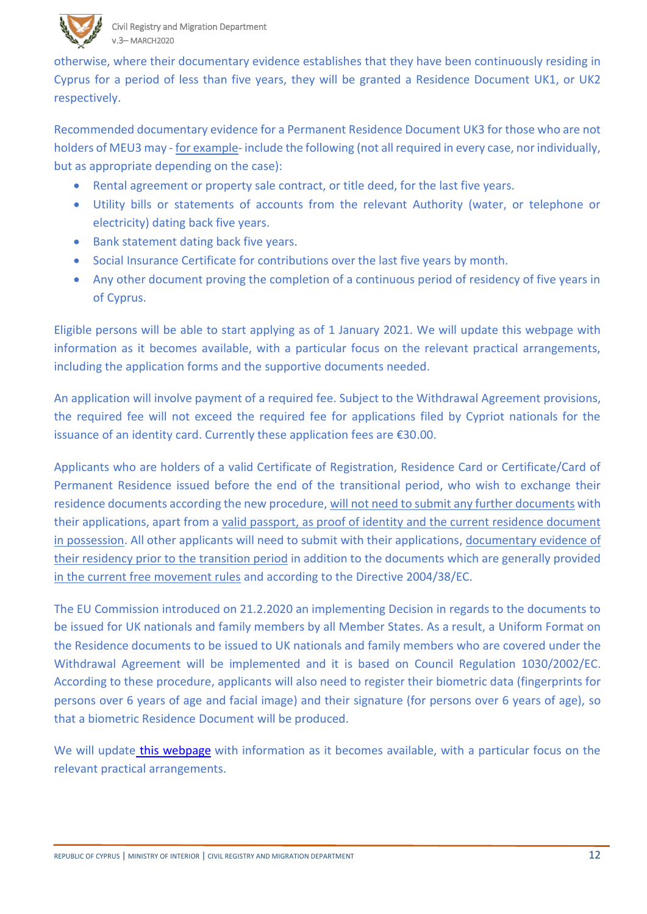otherwise, where their documentary evidence establishes that they have been continuously residing in Cyprus for a period of less than five years, they will be granted a Residence Document UK1, or UK2 respectively.

Recommended documentary evidence for a Permanent Residence Document UK3 for those who are not holders of MEU3 may - <u>for example</u>- include the following (not all required in every case, nor individually, but as appropriate depending on the case):

- Rental agreement or property sale contract, or title deed, for the last five years.
- Utility bills or statements of accounts from the relevant Authority (water, or telephone or electricity) dating back five years.
- Bank statement dating back five years.
- Social Insurance Certificate for contributions over the last five years by month.
- Any other document proving the completion of a continuous period of residency of five years in of Cyprus.

Eligible persons will be able to start applying as of 1 January 2021. We will update this webpage with information as it becomes available, with a particular focus on the relevant practical arrangements, including the application forms and the supportive documents needed.

An application will involve payment of a required fee. Subject to the Withdrawal Agreement provisions, the required fee will not exceed the required fee for applications filed by Cypriot nationals for the issuance of an identity card. Currently these application fees are €30.00.

Applicants who are holders of a valid Certificate of Registration, Residence Card or Certificate/Card of Permanent Residence issued before the end of the transitional period, who wish to exchange their residence documents according the new procedure, <u>will not need to submit any further documents</u> with their applications, apart from a <u>valid passport, as proof of identity and the current residence document in possession</u>. All other applicants will need to submit with their applications, <u>documentary evidence of their residency prior to the transition period</u> in addition to the documents which are generally provided <u>in the current free movement rules</u> and according to the Directive 2004/38/EC.

The EU Commission introduced on 21.2.2020 an implementing Decision in regards to the documents to be issued for UK nationals and family members by all Member States. As a result, a Uniform Format on the Residence documents to be issued to UK nationals and family members who are covered under the Withdrawal Agreement will be implemented and it is based on Council Regulation 1030/2002/EC. According to these procedure, applicants will also need to register their biometric data (fingerprints for persons over 6 years of age and facial image) and their signature (for persons over 6 years of age), so that a biometric Residence Document will be produced.

We will update <u>this webpage</u> with information as it becomes available, with a particular focus on the relevant practical arrangements.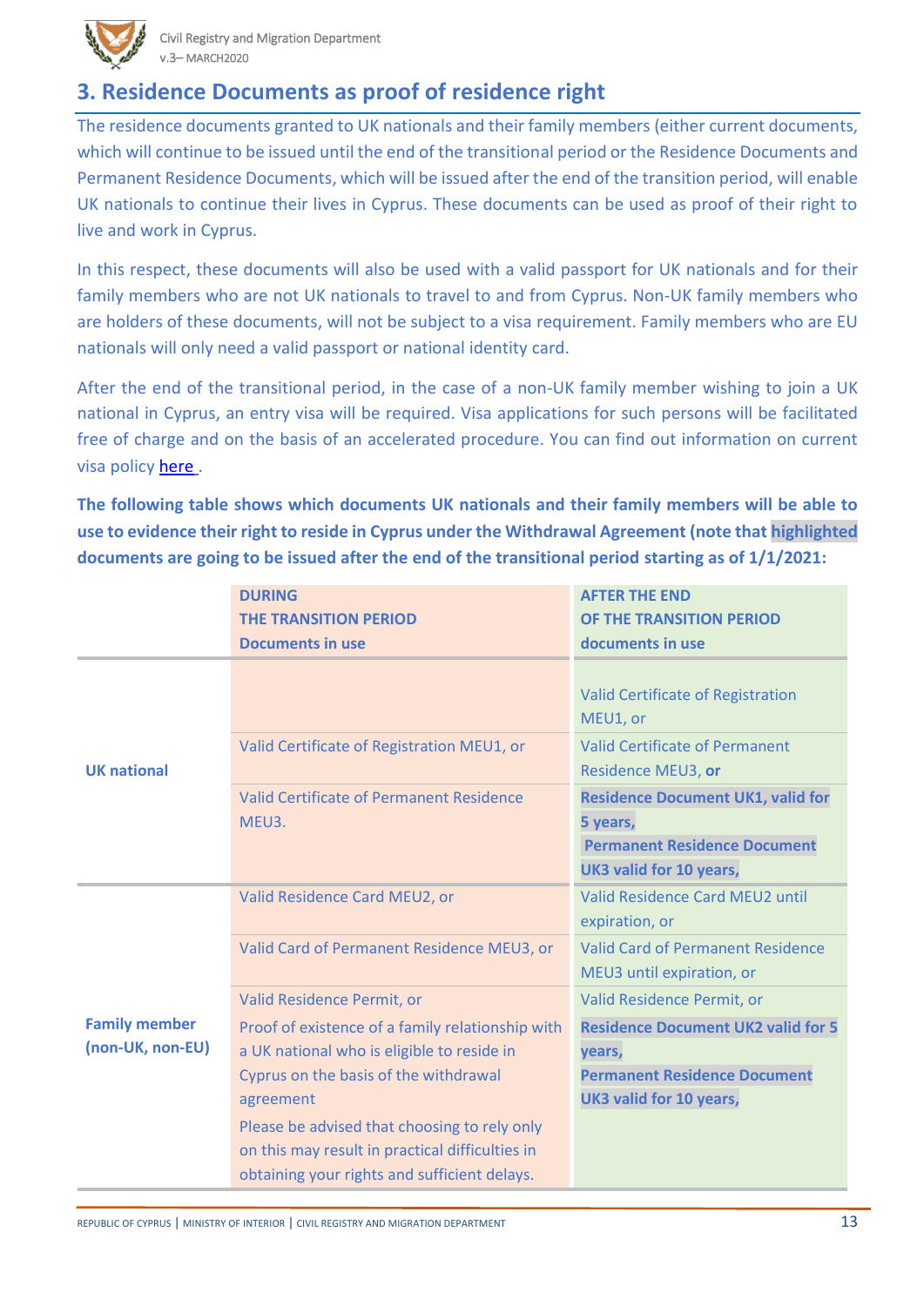## 3. Residence Documents as proof of residence right

The residence documents granted to UK nationals and their family members (either current documents, which will continue to be issued until the end of the transitional period or the Residence Documents and Permanent Residence Documents, which will be issued after the end of the transition period, will enable UK nationals to continue their lives in Cyprus. These documents can be used as proof of their right to live and work in Cyprus.

In this respect, these documents will also be used with a valid passport for UK nationals and for their family members who are not UK nationals to travel to and from Cyprus. Non-UK family members who are holders of these documents, will not be subject to a visa requirement. Family members who are EU nationals will only need a valid passport or national identity card.

After the end of the transitional period, in the case of a non-UK family member wishing to join a UK national in Cyprus, an entry visa will be required. Visa applications for such persons will be facilitated free of charge and on the basis of an accelerated procedure. You can find out information on current visa policy here .

**The following table shows which documents UK nationals and their family members will be able to use to evidence their right to reside in Cyprus under the Withdrawal Agreement (note that highlighted documents are going to be issued after the end of the transitional period starting as of 1/1/2021:**

| | **DURING THE TRANSITION PERIOD Documents in use** | **AFTER THE END OF THE TRANSITION PERIOD documents in use** |
|---|---|---|
| **UK national** | | Valid Certificate of Registration MEU1, or |
| | Valid Certificate of Registration MEU1, or | Valid Certificate of Permanent Residence MEU3, **or** |
| | Valid Certificate of Permanent Residence MEU3. | **Residence Document UK1, valid for 5 years,** **Permanent Residence Document UK3 valid for 10 years,** |
| **Family member (non-UK, non-EU)** | Valid Residence Card MEU2, or | Valid Residence Card MEU2 until expiration, or |
| | Valid Card of Permanent Residence MEU3, or | Valid Card of Permanent Residence MEU3 until expiration, or |
| | Valid Residence Permit, or Proof of existence of a family relationship with a UK national who is eligible to reside in Cyprus on the basis of the withdrawal agreement Please be advised that choosing to rely only on this may result in practical difficulties in obtaining your rights and sufficient delays. | Valid Residence Permit, or **Residence Document UK2 valid for 5 years,** **Permanent Residence Document UK3 valid for 10 years,** |